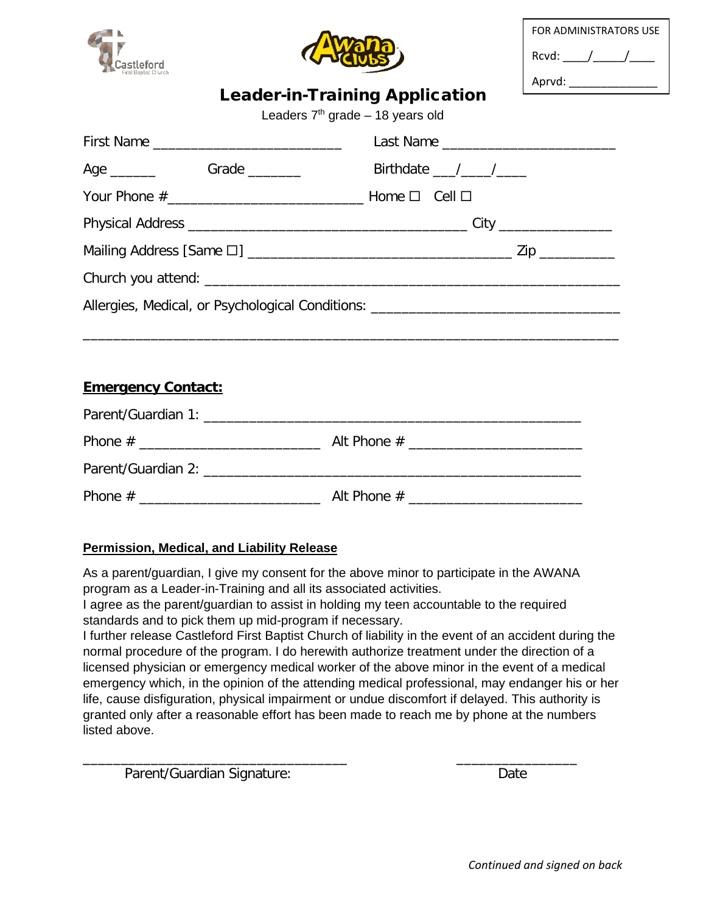FOR ADMINISTRATORS USE

Rcvd: ____/_____/____

Aprvd: ______________

# Leader-in-Training Application

Leaders 7th grade – 18 years old

First Name _________________________ Last Name _______________________

Age ______ Grade _______ Birthdate ___/____/____

Your Phone #_________________________ Home ☐ Cell ☐

Physical Address _____________________________________ City _______________

Mailing Address [Same ☐] ___________________________________ Zip __________

Church you attend: _______________________________________________________

Allergies, Medical, or Psychological Conditions: ____________________________

_________________________________________________________________________

**Emergency Contact:**

Parent/Guardian 1: __________________________________________________

Phone # ________________________ Alt Phone # ______________________

Parent/Guardian 2: __________________________________________________

Phone # ________________________ Alt Phone # ______________________

**Permission, Medical, and Liability Release**

As a parent/guardian, I give my consent for the above minor to participate in the AWANA program as a Leader-in-Training and all its associated activities.
I agree as the parent/guardian to assist in holding my teen accountable to the required standards and to pick them up mid-program if necessary.
I further release Castleford First Baptist Church of liability in the event of an accident during the normal procedure of the program. I do herewith authorize treatment under the direction of a licensed physician or emergency medical worker of the above minor in the event of a medical emergency which, in the opinion of the attending medical professional, may endanger his or her life, cause disfiguration, physical impairment or undue discomfort if delayed. This authority is granted only after a reasonable effort has been made to reach me by phone at the numbers listed above.

___________________________________ ________________

Parent/Guardian Signature: Date

*Continued and signed on back*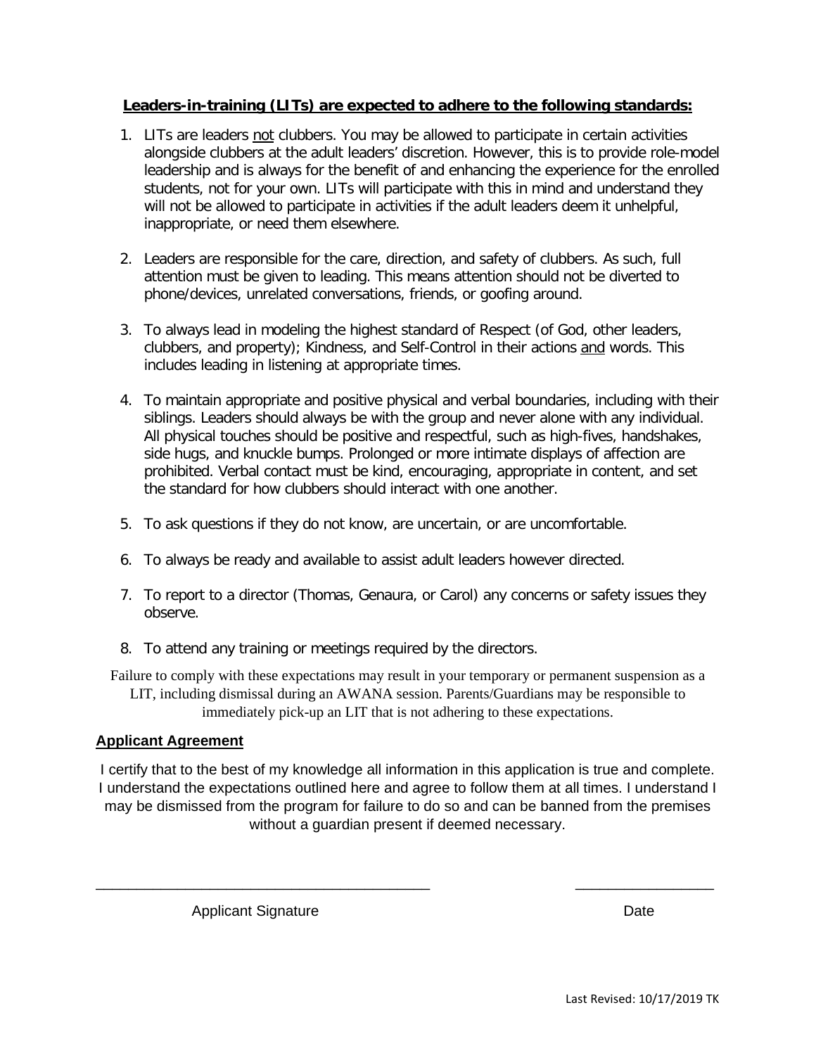**Leaders-in-training (LITs) are expected to adhere to the following standards:**

1. LITs are leaders <u>not</u> clubbers. You may be allowed to participate in certain activities alongside clubbers at the adult leaders' discretion. However, this is to provide role-model leadership and is always for the benefit of and enhancing the experience for the enrolled students, not for your own. LITs will participate with this in mind and understand they will not be allowed to participate in activities if the adult leaders deem it unhelpful, inappropriate, or need them elsewhere.

2. Leaders are responsible for the care, direction, and safety of clubbers. As such, full attention must be given to leading. This means attention should not be diverted to phone/devices, unrelated conversations, friends, or goofing around.

3. To always lead in modeling the highest standard of Respect (of God, other leaders, clubbers, and property); Kindness, and Self-Control in their actions <u>and</u> words. This includes leading in listening at appropriate times.

4. To maintain appropriate and positive physical and verbal boundaries, including with their siblings. Leaders should always be with the group and never alone with any individual. All physical touches should be positive and respectful, such as high-fives, handshakes, side hugs, and knuckle bumps. Prolonged or more intimate displays of affection are prohibited. Verbal contact must be kind, encouraging, appropriate in content, and set the standard for how clubbers should interact with one another.

5. To ask questions if they do not know, are uncertain, or are uncomfortable.

6. To always be ready and available to assist adult leaders however directed.

7. To report to a director (Thomas, Genaura, or Carol) any concerns or safety issues they observe.

8. To attend any training or meetings required by the directors.

Failure to comply with these expectations may result in your temporary or permanent suspension as a LIT, including dismissal during an AWANA session. Parents/Guardians may be responsible to immediately pick-up an LIT that is not adhering to these expectations.

**Applicant Agreement**

I certify that to the best of my knowledge all information in this application is true and complete. I understand the expectations outlined here and agree to follow them at all times. I understand I may be dismissed from the program for failure to do so and can be banned from the premises without a guardian present if deemed necessary.

\_\_\_\_\_\_\_\_\_\_\_\_\_\_\_\_\_\_\_\_\_\_\_\_\_\_\_\_\_\_\_\_\_\_\_\_\_\_\_\_\_\_ \_\_\_\_\_\_\_\_\_\_\_\_\_\_\_\_\_\_

Applicant Signature Date

Last Revised: 10/17/2019 TK